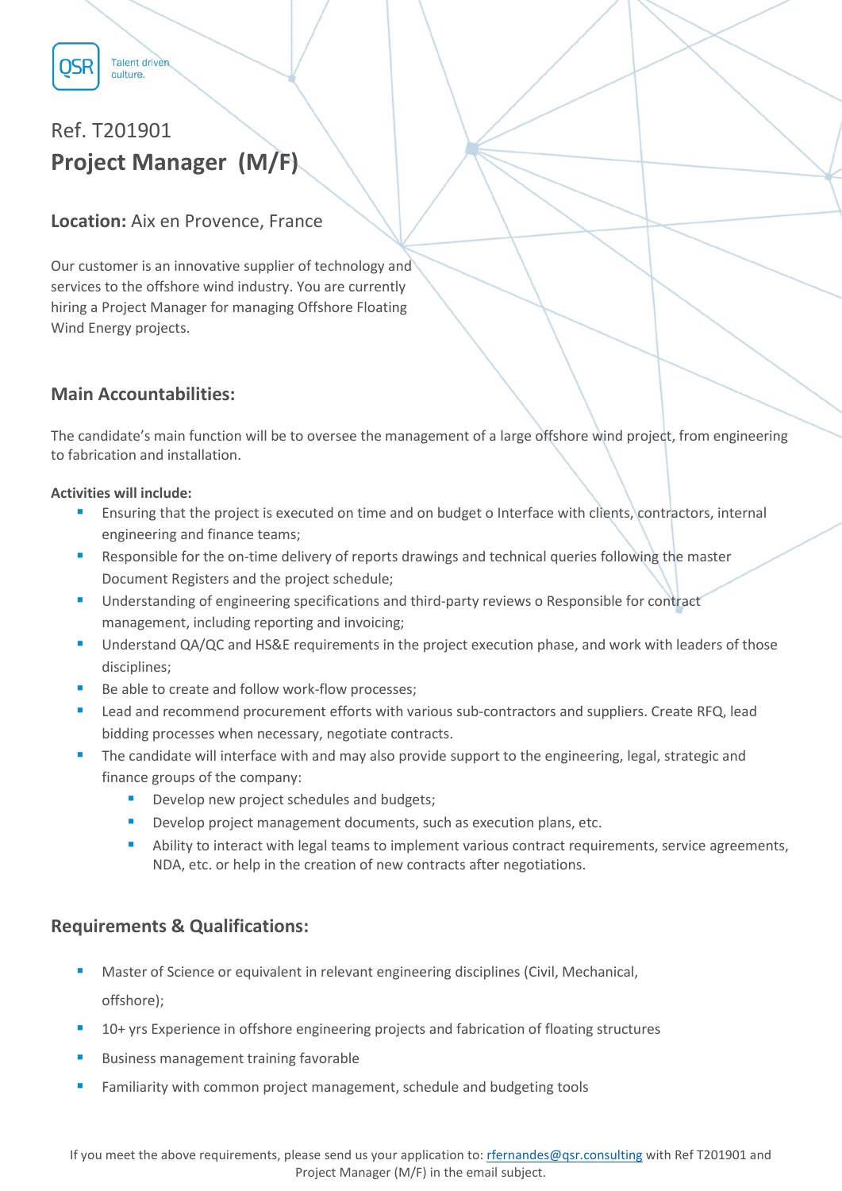QSR Talent driven culture.

Ref. T201901

# Project Manager (M/F)

**Location:** Aix en Provence, France

Our customer is an innovative supplier of technology and services to the offshore wind industry. You are currently hiring a Project Manager for managing Offshore Floating Wind Energy projects.

## Main Accountabilities:

The candidate's main function will be to oversee the management of a large offshore wind project, from engineering to fabrication and installation.

**Activities will include:**

- Ensuring that the project is executed on time and on budget o Interface with clients, contractors, internal engineering and finance teams;
- Responsible for the on-time delivery of reports drawings and technical queries following the master Document Registers and the project schedule;
- Understanding of engineering specifications and third-party reviews o Responsible for contract management, including reporting and invoicing;
- Understand QA/QC and HS&E requirements in the project execution phase, and work with leaders of those disciplines;
- Be able to create and follow work-flow processes;
- Lead and recommend procurement efforts with various sub-contractors and suppliers. Create RFQ, lead bidding processes when necessary, negotiate contracts.
- The candidate will interface with and may also provide support to the engineering, legal, strategic and finance groups of the company:
  - Develop new project schedules and budgets;
  - Develop project management documents, such as execution plans, etc.
  - Ability to interact with legal teams to implement various contract requirements, service agreements, NDA, etc. or help in the creation of new contracts after negotiations.

## Requirements & Qualifications:

- Master of Science or equivalent in relevant engineering disciplines (Civil, Mechanical, offshore);
- 10+ yrs Experience in offshore engineering projects and fabrication of floating structures
- Business management training favorable
- Familiarity with common project management, schedule and budgeting tools

If you meet the above requirements, please send us your application to: rfernandes@qsr.consulting with Ref T201901 and Project Manager (M/F) in the email subject.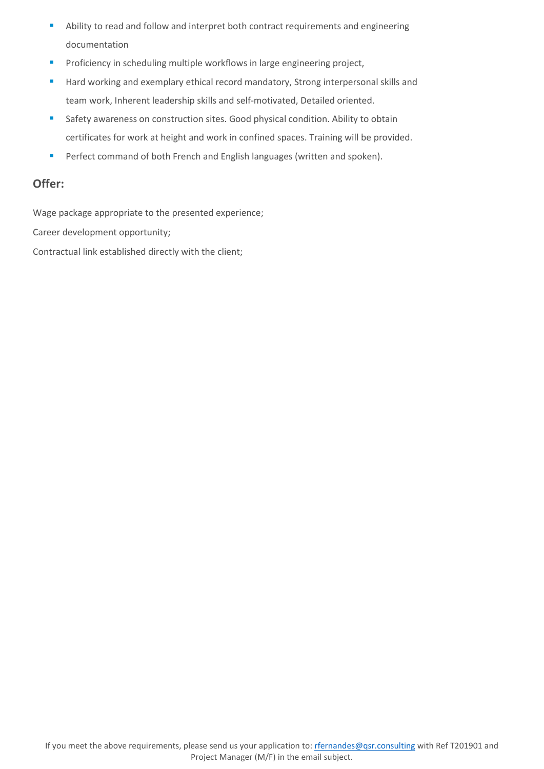- Ability to read and follow and interpret both contract requirements and engineering documentation
- Proficiency in scheduling multiple workflows in large engineering project,
- Hard working and exemplary ethical record mandatory, Strong interpersonal skills and team work, Inherent leadership skills and self-motivated, Detailed oriented.
- Safety awareness on construction sites. Good physical condition. Ability to obtain certificates for work at height and work in confined spaces. Training will be provided.
- Perfect command of both French and English languages (written and spoken).

## Offer:

Wage package appropriate to the presented experience;

Career development opportunity;

Contractual link established directly with the client;

If you meet the above requirements, please send us your application to: rfernandes@qsr.consulting with Ref T201901 and Project Manager (M/F) in the email subject.